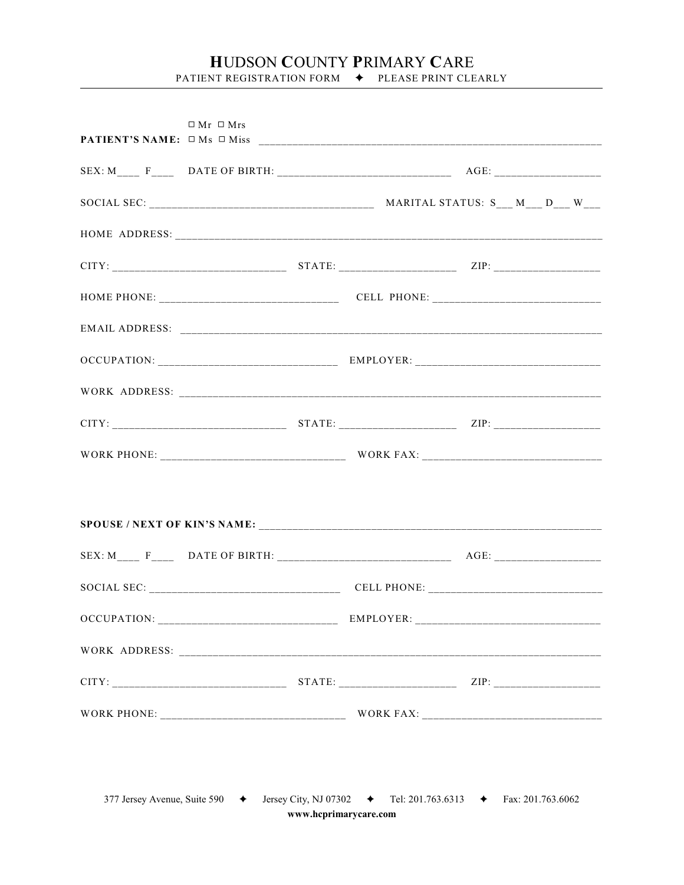# HUDSON COUNTY PRIMARY CARE

PATIENT REGISTRATION FORM ✦ PLEASE PRINT CLEARLY

**PATIENT'S NAME:** ☐ Mr ☐ Mrs ☐ Ms ☐ Miss ________________________________________________

SEX: M____ F____ DATE OF BIRTH: ______________________________ AGE: ___________________

SOCIAL SEC: _______________________________________ MARITAL STATUS: S___ M___ D___ W___

HOME ADDRESS: ________________________________________________________________________

CITY: ______________________________ STATE: ____________________ ZIP: ___________________

HOME PHONE: _______________________________ CELL PHONE: ______________________________

EMAIL ADDRESS: _______________________________________________________________________

OCCUPATION: _______________________________ EMPLOYER: ________________________________

WORK ADDRESS: ________________________________________________________________________

CITY: ______________________________ STATE: ____________________ ZIP: ___________________

WORK PHONE: ________________________________ WORK FAX: ________________________________

**SPOUSE / NEXT OF KIN'S NAME:** ____________________________________________________________

SEX: M____ F____ DATE OF BIRTH: ______________________________ AGE: ___________________

SOCIAL SEC: __________________________________ CELL PHONE: _______________________________

OCCUPATION: _______________________________ EMPLOYER: ________________________________

WORK ADDRESS: ________________________________________________________________________

CITY: ______________________________ STATE: ____________________ ZIP: ___________________

WORK PHONE: ________________________________ WORK FAX: ________________________________

377 Jersey Avenue, Suite 590 ✦ Jersey City, NJ 07302 ✦ Tel: 201.763.6313 ✦ Fax: 201.763.6062

**www.hcprimarycare.com**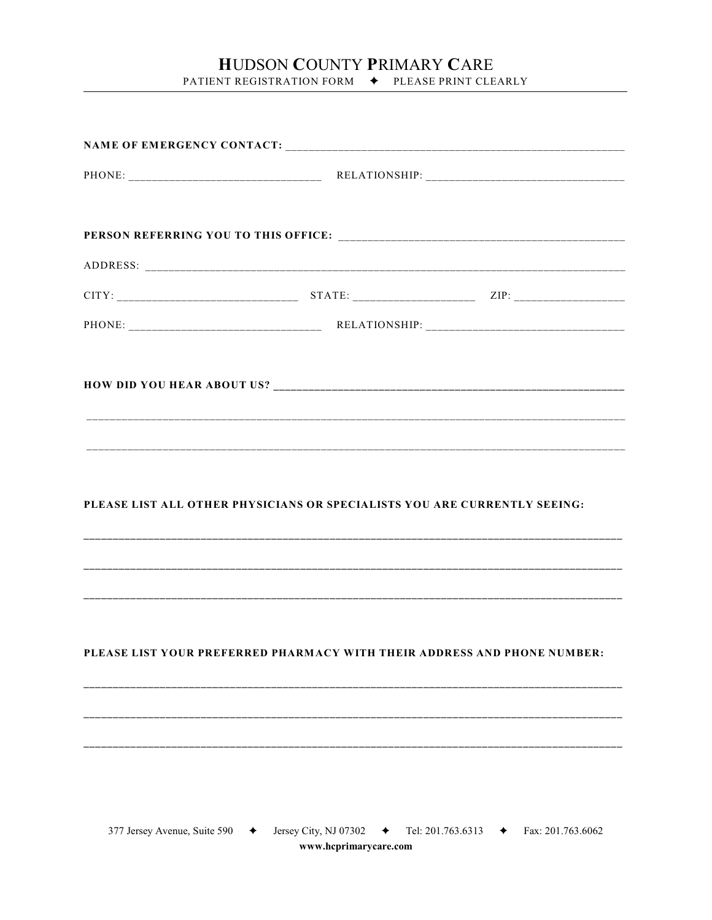# HUDSON COUNTY PRIMARY CARE

PATIENT REGISTRATION FORM ✦ PLEASE PRINT CLEARLY

**NAME OF EMERGENCY CONTACT:** ______________________________________________________

PHONE: ______________________________ RELATIONSHIP: ______________________________

**PERSON REFERRING YOU TO THIS OFFICE:** ______________________________________________

ADDRESS: ______________________________________________________________________

CITY: ____________________________ STATE: ____________________ ZIP: __________________

PHONE: ______________________________ RELATIONSHIP: ______________________________

**HOW DID YOU HEAR ABOUT US?** ________________________________________________________

_____________________________________________________________________________

_____________________________________________________________________________

**PLEASE LIST ALL OTHER PHYSICIANS OR SPECIALISTS YOU ARE CURRENTLY SEEING:**

_____________________________________________________________________________

_____________________________________________________________________________

_____________________________________________________________________________

**PLEASE LIST YOUR PREFERRED PHARMACY WITH THEIR ADDRESS AND PHONE NUMBER:**

_____________________________________________________________________________

_____________________________________________________________________________

_____________________________________________________________________________

377 Jersey Avenue, Suite 590 ✦ Jersey City, NJ 07302 ✦ Tel: 201.763.6313 ✦ Fax: 201.763.6062

**www.hcprimarycare.com**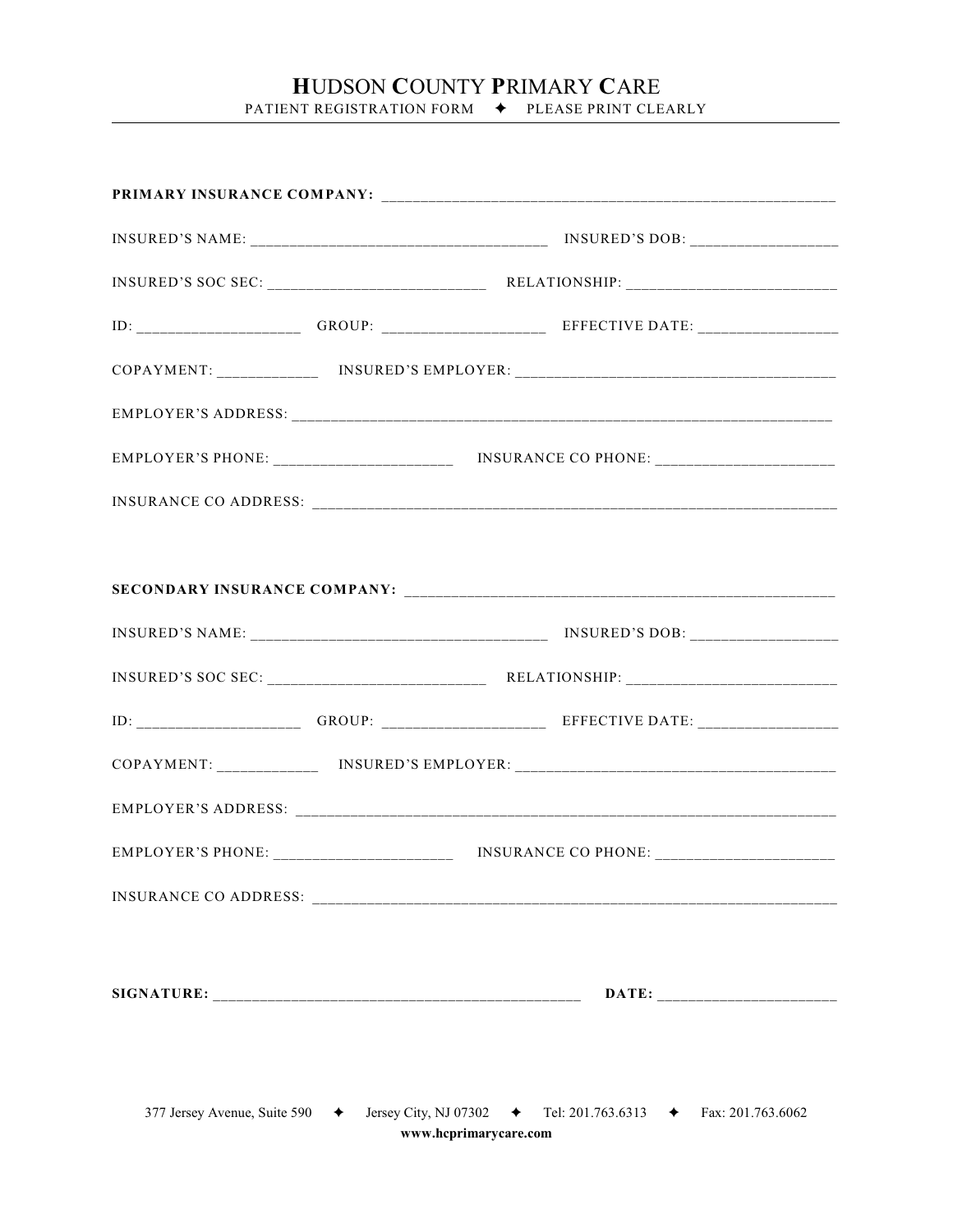# HUDSON COUNTY PRIMARY CARE

PATIENT REGISTRATION FORM ✦ PLEASE PRINT CLEARLY

**PRIMARY INSURANCE COMPANY:** ____________________________________________________________

INSURED'S NAME: ______________________________________ INSURED'S DOB: ___________________

INSURED'S SOC SEC: ___________________________ RELATIONSHIP: ___________________________

ID: ____________________ GROUP: ____________________ EFFECTIVE DATE: __________________

COPAYMENT: ____________ INSURED'S EMPLOYER: _________________________________________

EMPLOYER'S ADDRESS: _________________________________________________________________________

EMPLOYER'S PHONE: _______________________ INSURANCE CO PHONE: _______________________

INSURANCE CO ADDRESS: _______________________________________________________________________

**SECONDARY INSURANCE COMPANY:** __________________________________________________________

INSURED'S NAME: ______________________________________ INSURED'S DOB: ___________________

INSURED'S SOC SEC: ___________________________ RELATIONSHIP: ___________________________

ID: ____________________ GROUP: ____________________ EFFECTIVE DATE: __________________

COPAYMENT: ____________ INSURED'S EMPLOYER: _________________________________________

EMPLOYER'S ADDRESS: _________________________________________________________________________

EMPLOYER'S PHONE: _______________________ INSURANCE CO PHONE: _______________________

INSURANCE CO ADDRESS: _______________________________________________________________________

**SIGNATURE:** __________________________________________________ **DATE:** _______________________

377 Jersey Avenue, Suite 590 ✦ Jersey City, NJ 07302 ✦ Tel: 201.763.6313 ✦ Fax: 201.763.6062

**www.hcprimarycare.com**